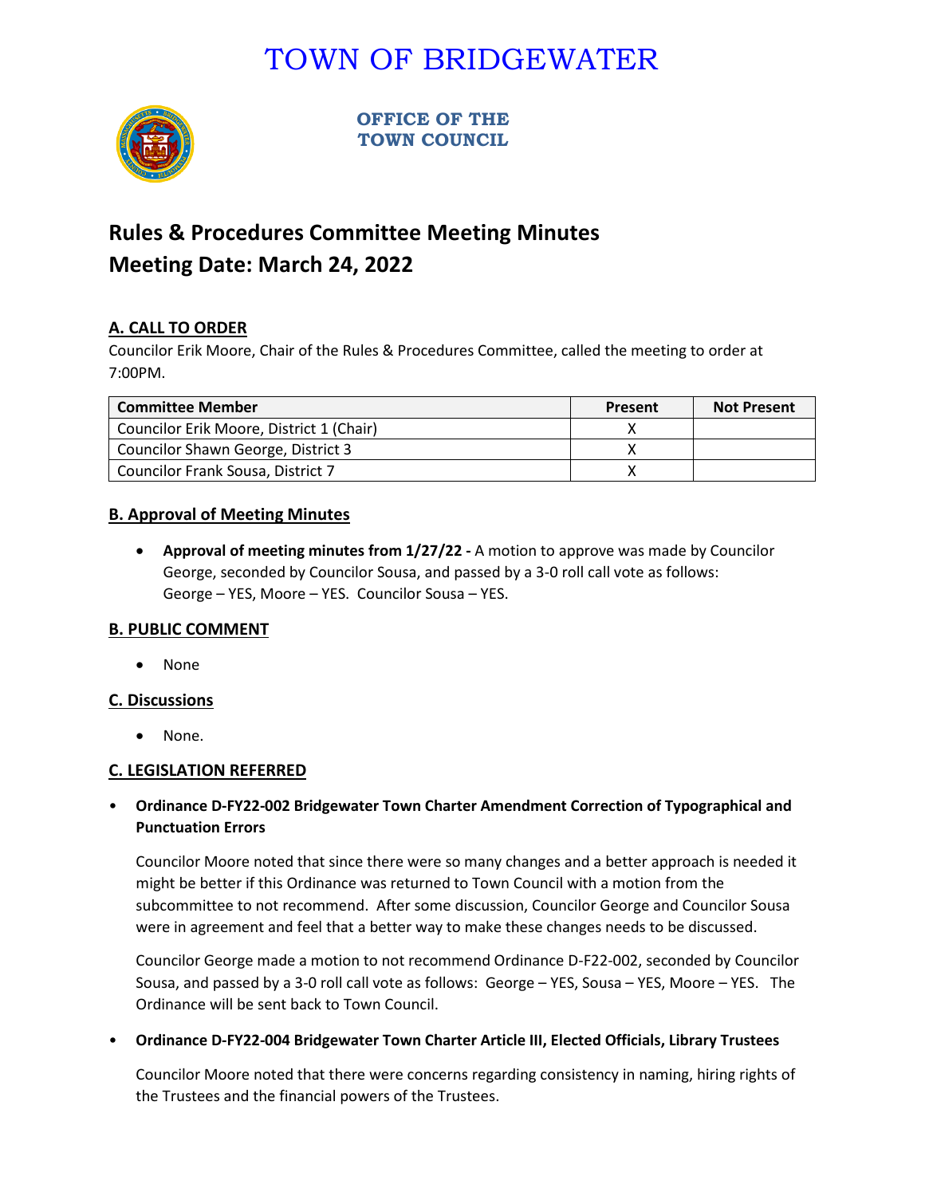# TOWN OF BRIDGEWATER

**OFFICE OF THE TOWN COUNCIL**

## Rules & Procedures Committee Meeting Minutes
## Meeting Date: March 24, 2022

### A. CALL TO ORDER

Councilor Erik Moore, Chair of the Rules & Procedures Committee, called the meeting to order at 7:00PM.

| Committee Member | Present | Not Present |
|---|---|---|
| Councilor Erik Moore, District 1 (Chair) | X | |
| Councilor Shawn George, District 3 | X | |
| Councilor Frank Sousa, District 7 | X | |

### B. Approval of Meeting Minutes

- **Approval of meeting minutes from 1/27/22 -** A motion to approve was made by Councilor George, seconded by Councilor Sousa, and passed by a 3-0 roll call vote as follows: George – YES, Moore – YES. Councilor Sousa – YES.

### B. PUBLIC COMMENT

- None

### C. Discussions

- None.

### C. LEGISLATION REFERRED

- **Ordinance D-FY22-002 Bridgewater Town Charter Amendment Correction of Typographical and Punctuation Errors**

  Councilor Moore noted that since there were so many changes and a better approach is needed it might be better if this Ordinance was returned to Town Council with a motion from the subcommittee to not recommend. After some discussion, Councilor George and Councilor Sousa were in agreement and feel that a better way to make these changes needs to be discussed.

  Councilor George made a motion to not recommend Ordinance D-F22-002, seconded by Councilor Sousa, and passed by a 3-0 roll call vote as follows: George – YES, Sousa – YES, Moore – YES. The Ordinance will be sent back to Town Council.

- **Ordinance D-FY22-004 Bridgewater Town Charter Article III, Elected Officials, Library Trustees**

  Councilor Moore noted that there were concerns regarding consistency in naming, hiring rights of the Trustees and the financial powers of the Trustees.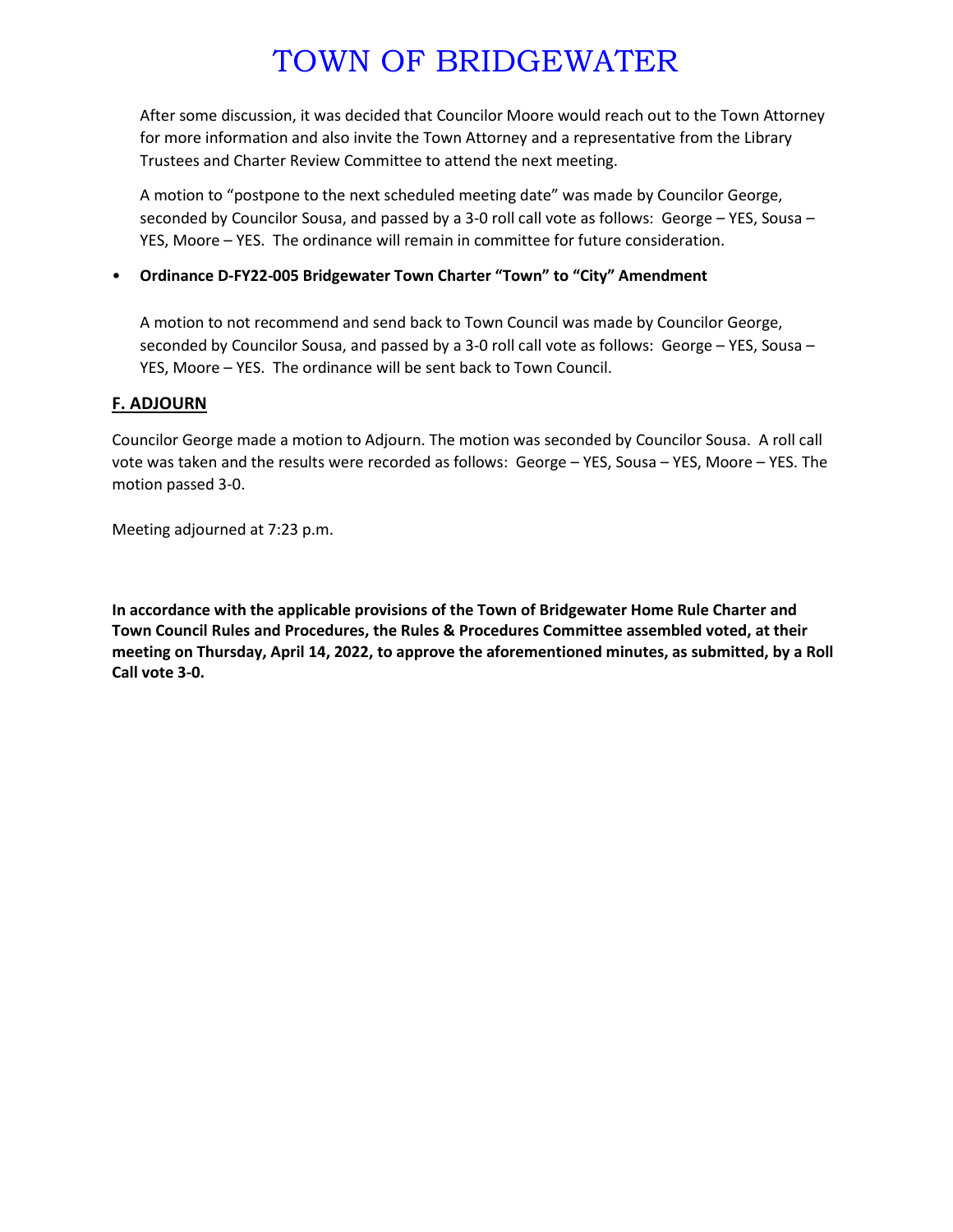After some discussion, it was decided that Councilor Moore would reach out to the Town Attorney for more information and also invite the Town Attorney and a representative from the Library Trustees and Charter Review Committee to attend the next meeting.

A motion to "postpone to the next scheduled meeting date" was made by Councilor George, seconded by Councilor Sousa, and passed by a 3-0 roll call vote as follows: George – YES, Sousa – YES, Moore – YES. The ordinance will remain in committee for future consideration.

- **Ordinance D-FY22-005 Bridgewater Town Charter "Town" to "City" Amendment**

  A motion to not recommend and send back to Town Council was made by Councilor George, seconded by Councilor Sousa, and passed by a 3-0 roll call vote as follows: George – YES, Sousa – YES, Moore – YES. The ordinance will be sent back to Town Council.

## F. ADJOURN

Councilor George made a motion to Adjourn. The motion was seconded by Councilor Sousa. A roll call vote was taken and the results were recorded as follows: George – YES, Sousa – YES, Moore – YES. The motion passed 3-0.

Meeting adjourned at 7:23 p.m.

**In accordance with the applicable provisions of the Town of Bridgewater Home Rule Charter and Town Council Rules and Procedures, the Rules & Procedures Committee assembled voted, at their meeting on Thursday, April 14, 2022, to approve the aforementioned minutes, as submitted, by a Roll Call vote 3-0.**